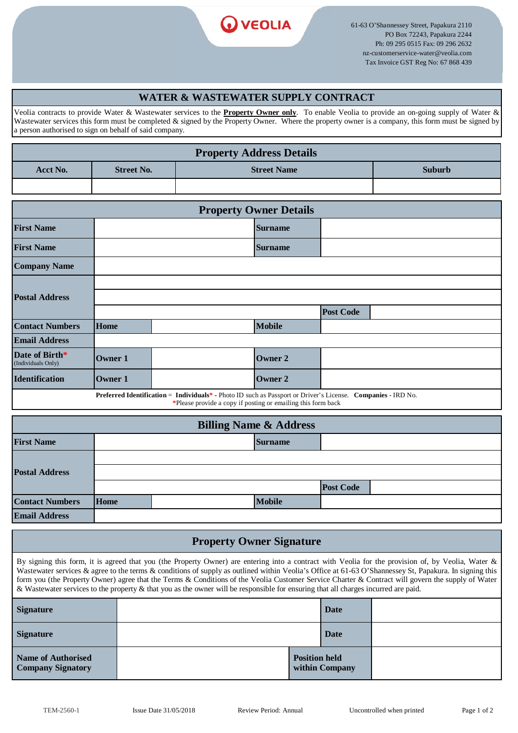VEOLIA

61-63 O'Shannessey Street, Papakura 2110
PO Box 72243, Papakura 2244
Ph: 09 295 0515 Fax: 09 296 2632
nz-customerservice-water@veolia.com
Tax Invoice GST Reg No: 67 868 439

# WATER & WASTEWATER SUPPLY CONTRACT

Veolia contracts to provide Water & Wastewater services to the **Property Owner only**. To enable Veolia to provide an on-going supply of Water & Wastewater services this form must be completed & signed by the Property Owner. Where the property owner is a company, this form must be signed by a person authorised to sign on behalf of said company.

## Property Address Details

| Acct No. | Street No. | Street Name | Suburb |
|---|---|---|---|
| | | | |

## Property Owner Details

| | | | |
|---|---|---|---|
| **First Name** | | **Surname** | |
| **First Name** | | **Surname** | |
| **Company Name** | | | |
| **Postal Address** | | | |
| | | | |
| | | **Post Code** | |
| **Contact Numbers** | **Home** | **Mobile** | |
| **Email Address** | | | |
| **Date of Birth*** (Individuals Only) | **Owner 1** | **Owner 2** | |
| **Identification** | **Owner 1** | **Owner 2** | |

**Preferred Identification** = **Individuals*** - Photo ID such as Passport or Driver's License. **Companies** - IRD No.
*Please provide a copy if posting or emailing this form back

## Billing Name & Address

| | | | |
|---|---|---|---|
| **First Name** | | **Surname** | |
| **Postal Address** | | | |
| | | | |
| | | **Post Code** | |
| **Contact Numbers** | **Home** | **Mobile** | |
| **Email Address** | | | |

## Property Owner Signature

By signing this form, it is agreed that you (the Property Owner) are entering into a contract with Veolia for the provision of, by Veolia, Water & Wastewater services & agree to the terms & conditions of supply as outlined within Veolia's Office at 61-63 O'Shannessey St, Papakura. In signing this form you (the Property Owner) agree that the Terms & Conditions of the Veolia Customer Service Charter & Contract will govern the supply of Water & Wastewater services to the property & that you as the owner will be responsible for ensuring that all charges incurred are paid.

| | | | |
|---|---|---|---|
| **Signature** | | **Date** | |
| **Signature** | | **Date** | |
| **Name of Authorised Company Signatory** | | **Position held within Company** | |

TEM-2560-1 | Issue Date 31/05/2018 | Review Period: Annual | Uncontrolled when printed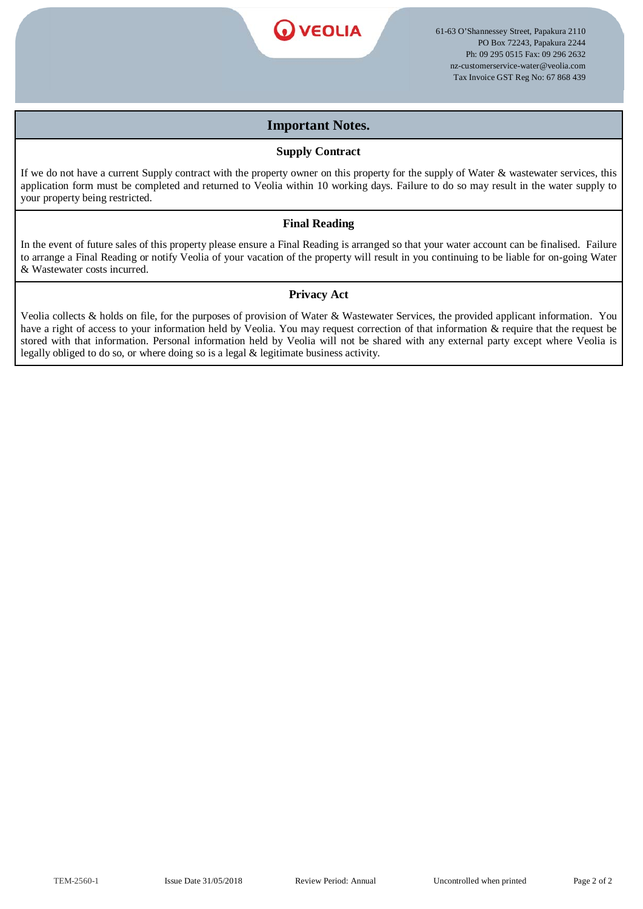VEOLIA

61-63 O'Shannessey Street, Papakura 2110
PO Box 72243, Papakura 2244
Ph: 09 295 0515 Fax: 09 296 2632
nz-customerservice-water@veolia.com
Tax Invoice GST Reg No: 67 868 439

## Important Notes.

### Supply Contract

If we do not have a current Supply contract with the property owner on this property for the supply of Water & wastewater services, this application form must be completed and returned to Veolia within 10 working days. Failure to do so may result in the water supply to your property being restricted.

### Final Reading

In the event of future sales of this property please ensure a Final Reading is arranged so that your water account can be finalised. Failure to arrange a Final Reading or notify Veolia of your vacation of the property will result in you continuing to be liable for on-going Water & Wastewater costs incurred.

### Privacy Act

Veolia collects & holds on file, for the purposes of provision of Water & Wastewater Services, the provided applicant information. You have a right of access to your information held by Veolia. You may request correction of that information & require that the request be stored with that information. Personal information held by Veolia will not be shared with any external party except where Veolia is legally obliged to do so, or where doing so is a legal & legitimate business activity.

TEM-2560-1 Issue Date 31/05/2018 Review Period: Annual Uncontrolled when printed